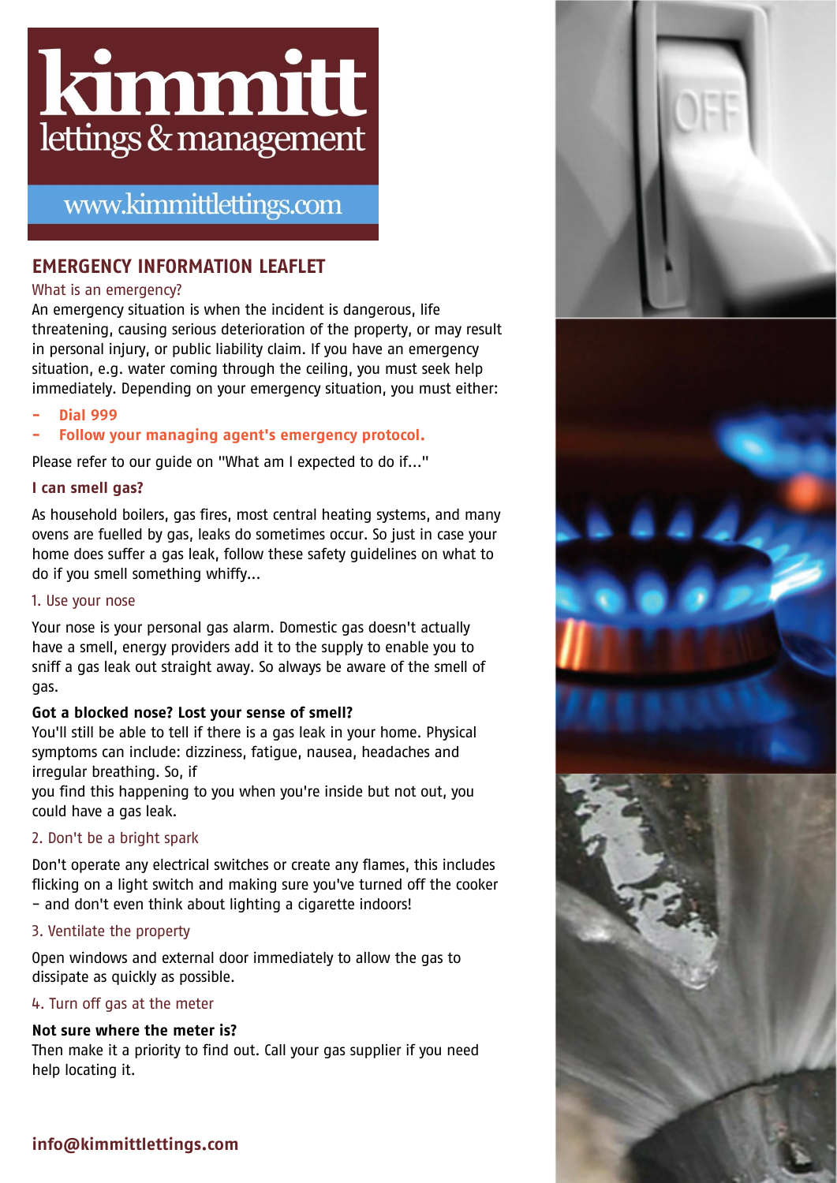# kimmitt
lettings & management

www.kimmittlettings.com

## EMERGENCY INFORMATION LEAFLET

### What is an emergency?

An emergency situation is when the incident is dangerous, life threatening, causing serious deterioration of the property, or may result in personal injury, or public liability claim. If you have an emergency situation, e.g. water coming through the ceiling, you must seek help immediately. Depending on your emergency situation, you must either:

- **Dial 999**
- **Follow your managing agent's emergency protocol.**

Please refer to our guide on "What am I expected to do if..."

### I can smell gas?

As household boilers, gas fires, most central heating systems, and many ovens are fuelled by gas, leaks do sometimes occur. So just in case your home does suffer a gas leak, follow these safety guidelines on what to do if you smell something whiffy...

#### 1. Use your nose

Your nose is your personal gas alarm. Domestic gas doesn't actually have a smell, energy providers add it to the supply to enable you to sniff a gas leak out straight away. So always be aware of the smell of gas.

**Got a blocked nose? Lost your sense of smell?**
You'll still be able to tell if there is a gas leak in your home. Physical symptoms can include: dizziness, fatigue, nausea, headaches and irregular breathing. So, if
you find this happening to you when you're inside but not out, you could have a gas leak.

#### 2. Don't be a bright spark

Don't operate any electrical switches or create any flames, this includes flicking on a light switch and making sure you've turned off the cooker – and don't even think about lighting a cigarette indoors!

#### 3. Ventilate the property

Open windows and external door immediately to allow the gas to dissipate as quickly as possible.

#### 4. Turn off gas at the meter

**Not sure where the meter is?**
Then make it a priority to find out. Call your gas supplier if you need help locating it.

**info@kimmittlettings.com**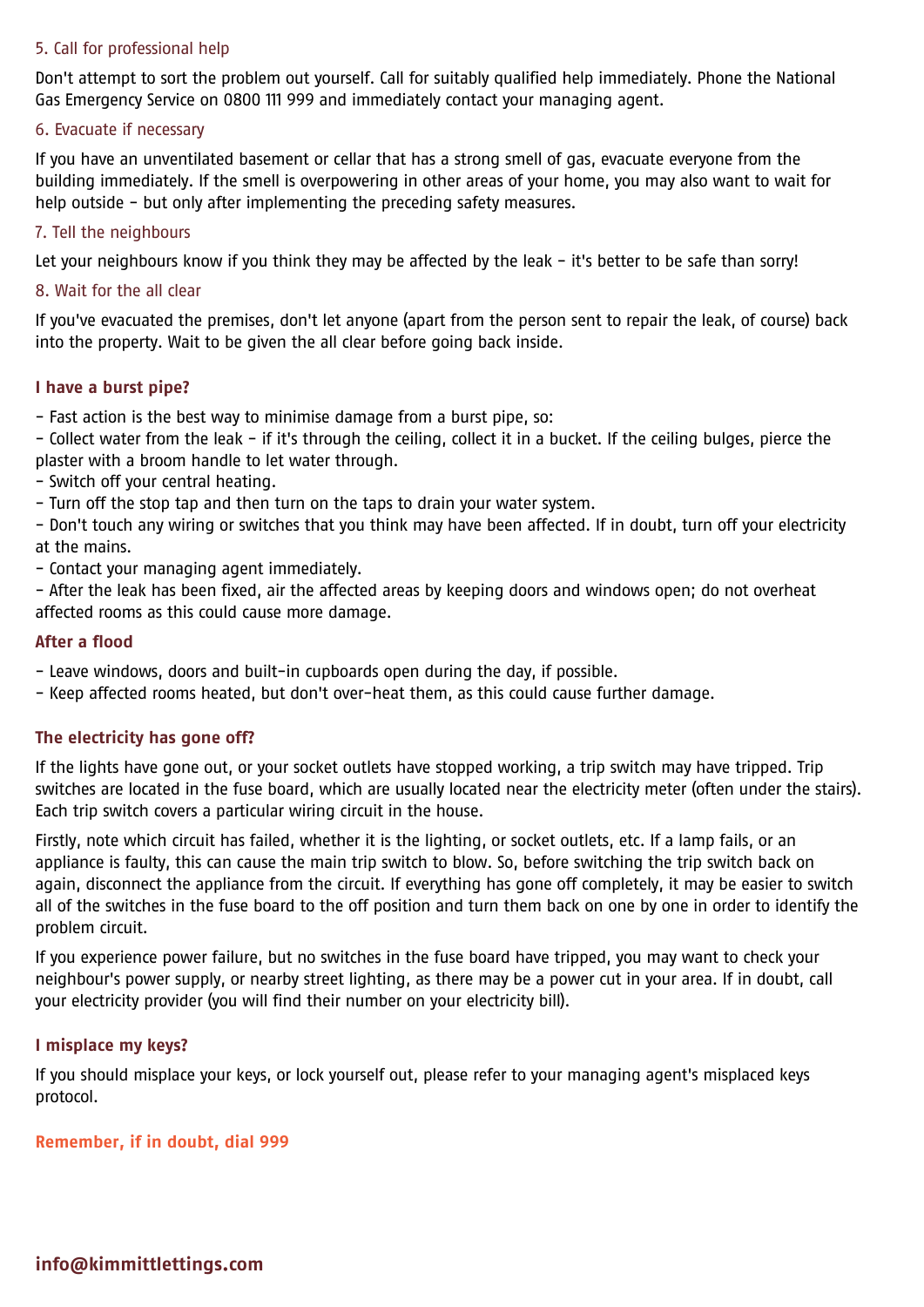### 5. Call for professional help

Don't attempt to sort the problem out yourself. Call for suitably qualified help immediately. Phone the National Gas Emergency Service on 0800 111 999 and immediately contact your managing agent.

### 6. Evacuate if necessary

If you have an unventilated basement or cellar that has a strong smell of gas, evacuate everyone from the building immediately. If the smell is overpowering in other areas of your home, you may also want to wait for help outside – but only after implementing the preceding safety measures.

### 7. Tell the neighbours

Let your neighbours know if you think they may be affected by the leak – it's better to be safe than sorry!

### 8. Wait for the all clear

If you've evacuated the premises, don't let anyone (apart from the person sent to repair the leak, of course) back into the property. Wait to be given the all clear before going back inside.

## I have a burst pipe?

- Fast action is the best way to minimise damage from a burst pipe, so:
- Collect water from the leak – if it's through the ceiling, collect it in a bucket. If the ceiling bulges, pierce the plaster with a broom handle to let water through.
- Switch off your central heating.
- Turn off the stop tap and then turn on the taps to drain your water system.
- Don't touch any wiring or switches that you think may have been affected. If in doubt, turn off your electricity at the mains.
- Contact your managing agent immediately.
- After the leak has been fixed, air the affected areas by keeping doors and windows open; do not overheat affected rooms as this could cause more damage.

## After a flood

- Leave windows, doors and built-in cupboards open during the day, if possible.
- Keep affected rooms heated, but don't over-heat them, as this could cause further damage.

## The electricity has gone off?

If the lights have gone out, or your socket outlets have stopped working, a trip switch may have tripped. Trip switches are located in the fuse board, which are usually located near the electricity meter (often under the stairs). Each trip switch covers a particular wiring circuit in the house.

Firstly, note which circuit has failed, whether it is the lighting, or socket outlets, etc. If a lamp fails, or an appliance is faulty, this can cause the main trip switch to blow. So, before switching the trip switch back on again, disconnect the appliance from the circuit. If everything has gone off completely, it may be easier to switch all of the switches in the fuse board to the off position and turn them back on one by one in order to identify the problem circuit.

If you experience power failure, but no switches in the fuse board have tripped, you may want to check your neighbour's power supply, or nearby street lighting, as there may be a power cut in your area. If in doubt, call your electricity provider (you will find their number on your electricity bill).

## I misplace my keys?

If you should misplace your keys, or lock yourself out, please refer to your managing agent's misplaced keys protocol.

**Remember, if in doubt, dial 999**

**info@kimmittlettings.com**